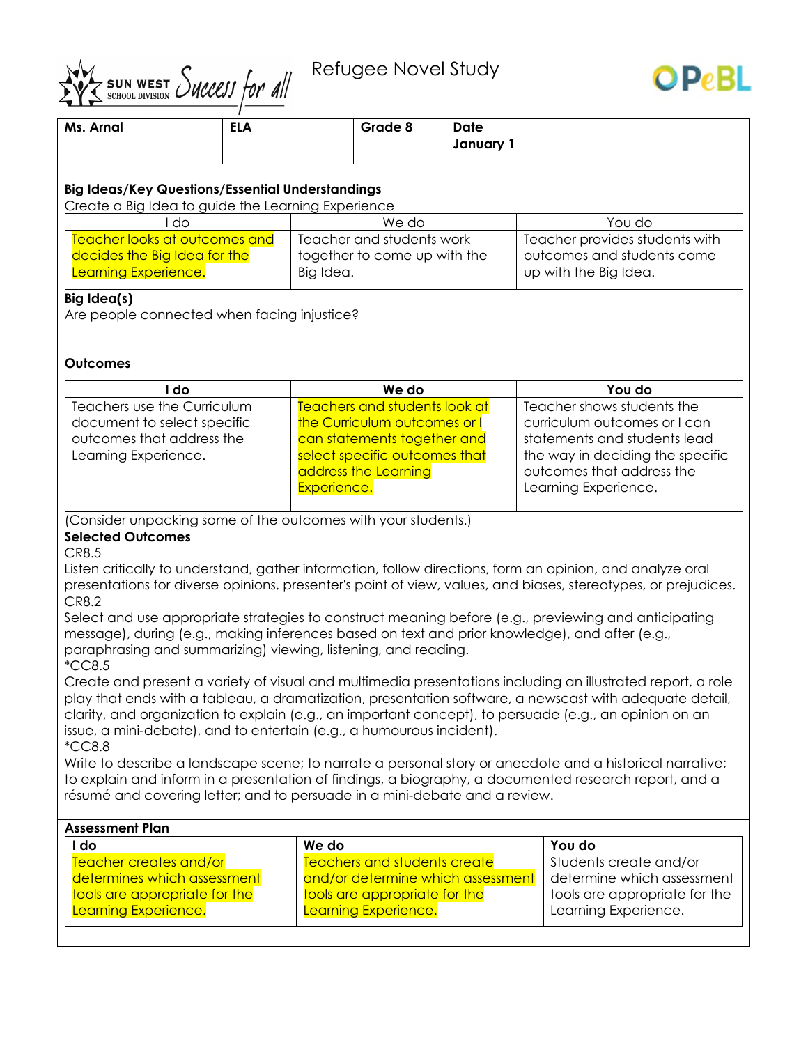# Refugee Novel Study

| Ms. Arnal | ELA | Grade 8 | Date January 1 |
|---|---|---|---|

**Big Ideas/Key Questions/Essential Understandings**

Create a Big Idea to guide the Learning Experience

| I do | We do | You do |
|---|---|---|
| Teacher looks at outcomes and decides the Big Idea for the Learning Experience. | Teacher and students work together to come up with the Big Idea. | Teacher provides students with outcomes and students come up with the Big Idea. |

**Big Idea(s)**

Are people connected when facing injustice?

**Outcomes**

| I do | We do | You do |
|---|---|---|
| Teachers use the Curriculum document to select specific outcomes that address the Learning Experience. | Teachers and students look at the Curriculum outcomes or I can statements together and select specific outcomes that address the Learning Experience. | Teacher shows students the curriculum outcomes or I can statements and students lead the way in deciding the specific outcomes that address the Learning Experience. |

(Consider unpacking some of the outcomes with your students.)

**Selected Outcomes**

CR8.5

Listen critically to understand, gather information, follow directions, form an opinion, and analyze oral presentations for diverse opinions, presenter's point of view, values, and biases, stereotypes, or prejudices.

CR8.2

Select and use appropriate strategies to construct meaning before (e.g., previewing and anticipating message), during (e.g., making inferences based on text and prior knowledge), and after (e.g., paraphrasing and summarizing) viewing, listening, and reading.

*CC8.5

Create and present a variety of visual and multimedia presentations including an illustrated report, a role play that ends with a tableau, a dramatization, presentation software, a newscast with adequate detail, clarity, and organization to explain (e.g., an important concept), to persuade (e.g., an opinion on an issue, a mini-debate), and to entertain (e.g., a humourous incident).

*CC8.8

Write to describe a landscape scene; to narrate a personal story or anecdote and a historical narrative; to explain and inform in a presentation of findings, a biography, a documented research report, and a résumé and covering letter; and to persuade in a mini-debate and a review.

**Assessment Plan**

| I do | We do | You do |
|---|---|---|
| Teacher creates and/or determines which assessment tools are appropriate for the Learning Experience. | Teachers and students create and/or determine which assessment tools are appropriate for the Learning Experience. | Students create and/or determine which assessment tools are appropriate for the Learning Experience. |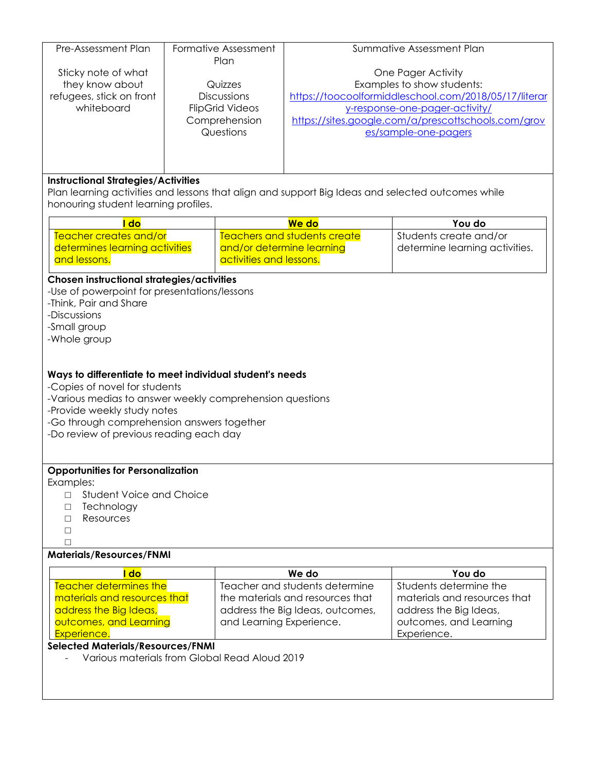| Pre-Assessment Plan | Formative Assessment Plan | Summative Assessment Plan |
| --- | --- | --- |
| Sticky note of what they know about refugees, stick on front whiteboard | Quizzes<br>Discussions<br>FlipGrid Videos<br>Comprehension Questions | One Pager Activity<br>Examples to show students:<br>https://toocoolformiddleschool.com/2018/05/17/literary-response-one-pager-activity/<br>https://sites.google.com/a/prescottschools.com/groves/sample-one-pagers |

**Instructional Strategies/Activities**

Plan learning activities and lessons that align and support Big Ideas and selected outcomes while honouring student learning profiles.

| I do | We do | You do |
| --- | --- | --- |
| Teacher creates and/or determines learning activities and lessons. | Teachers and students create and/or determine learning activities and lessons. | Students create and/or determine learning activities. |

**Chosen instructional strategies/activities**

-Use of powerpoint for presentations/lessons
-Think, Pair and Share
-Discussions
-Small group
-Whole group

**Ways to differentiate to meet individual student's needs**

-Copies of novel for students
-Various medias to answer weekly comprehension questions
-Provide weekly study notes
-Go through comprehension answers together
-Do review of previous reading each day

**Opportunities for Personalization**

Examples:

- ☐ Student Voice and Choice
- ☐ Technology
- ☐ Resources
- ☐
- ☐

**Materials/Resources/FNMI**

| I do | We do | You do |
| --- | --- | --- |
| Teacher determines the materials and resources that address the Big Ideas, outcomes, and Learning Experience. | Teacher and students determine the materials and resources that address the Big Ideas, outcomes, and Learning Experience. | Students determine the materials and resources that address the Big Ideas, outcomes, and Learning Experience. |

**Selected Materials/Resources/FNMI**

- Various materials from Global Read Aloud 2019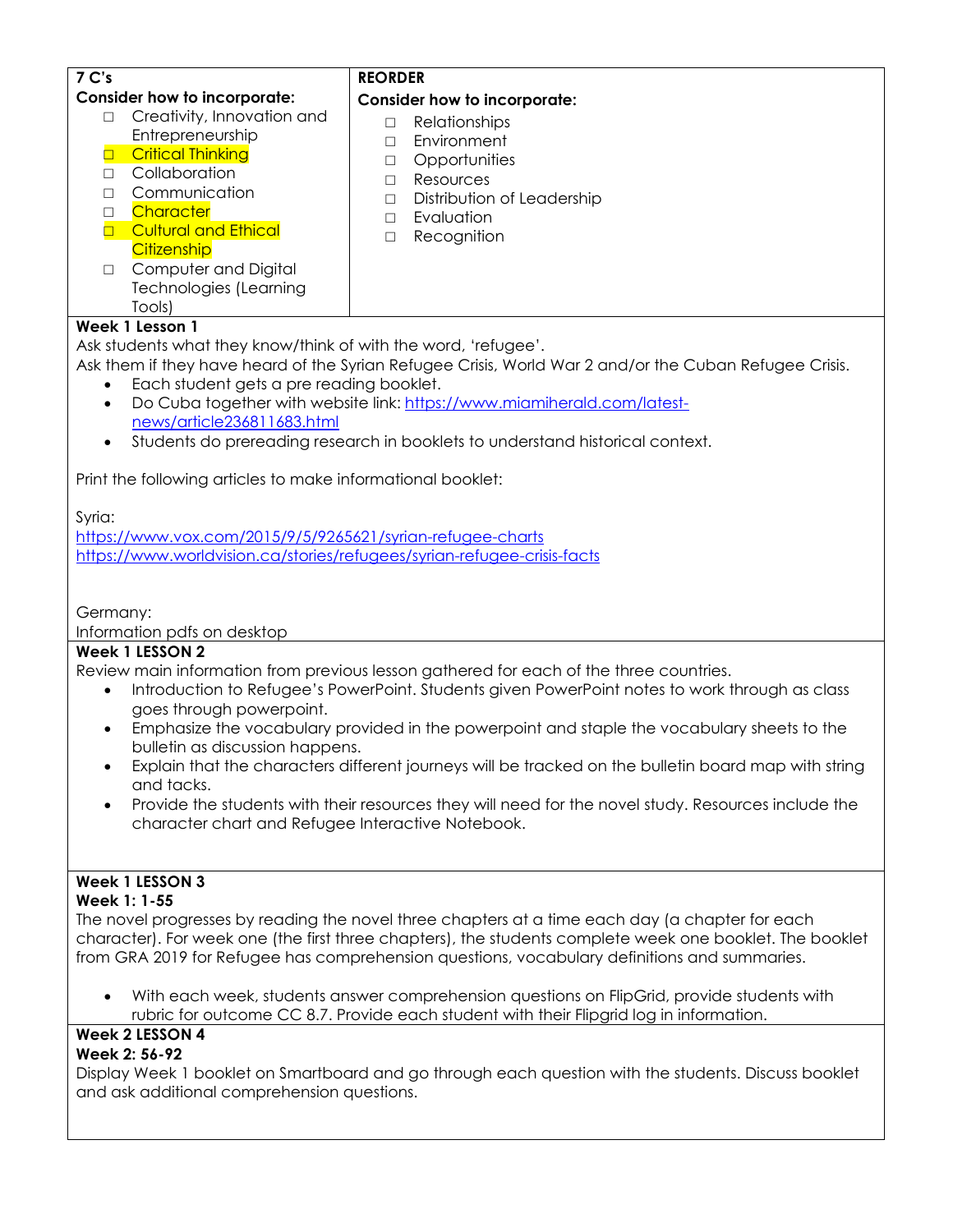| **7 C's**<br>**Consider how to incorporate:**<br>□ Creativity, Innovation and Entrepreneurship<br>□ Critical Thinking<br>□ Collaboration<br>□ Communication<br>□ Character<br>□ Cultural and Ethical Citizenship<br>□ Computer and Digital Technologies (Learning Tools) | **REORDER**<br>**Consider how to incorporate:**<br>□ Relationships<br>□ Environment<br>□ Opportunities<br>□ Resources<br>□ Distribution of Leadership<br>□ Evaluation<br>□ Recognition |
|---|---|

**Week 1 Lesson 1**

Ask students what they know/think of with the word, 'refugee'.

Ask them if they have heard of the Syrian Refugee Crisis, World War 2 and/or the Cuban Refugee Crisis.

- Each student gets a pre reading booklet.
- Do Cuba together with website link: https://www.miamiherald.com/latest-news/article236811683.html
- Students do prereading research in booklets to understand historical context.

Print the following articles to make informational booklet:

Syria:

https://www.vox.com/2015/9/5/9265621/syrian-refugee-charts

https://www.worldvision.ca/stories/refugees/syrian-refugee-crisis-facts

Germany:

Information pdfs on desktop

**Week 1 LESSON 2**

Review main information from previous lesson gathered for each of the three countries.

- Introduction to Refugee's PowerPoint. Students given PowerPoint notes to work through as class goes through powerpoint.
- Emphasize the vocabulary provided in the powerpoint and staple the vocabulary sheets to the bulletin as discussion happens.
- Explain that the characters different journeys will be tracked on the bulletin board map with string and tacks.
- Provide the students with their resources they will need for the novel study. Resources include the character chart and Refugee Interactive Notebook.

**Week 1 LESSON 3**

**Week 1: 1-55**

The novel progresses by reading the novel three chapters at a time each day (a chapter for each character). For week one (the first three chapters), the students complete week one booklet. The booklet from GRA 2019 for Refugee has comprehension questions, vocabulary definitions and summaries.

- With each week, students answer comprehension questions on FlipGrid, provide students with rubric for outcome CC 8.7. Provide each student with their Flipgrid log in information.

**Week 2 LESSON 4**

**Week 2: 56-92**

Display Week 1 booklet on Smartboard and go through each question with the students. Discuss booklet and ask additional comprehension questions.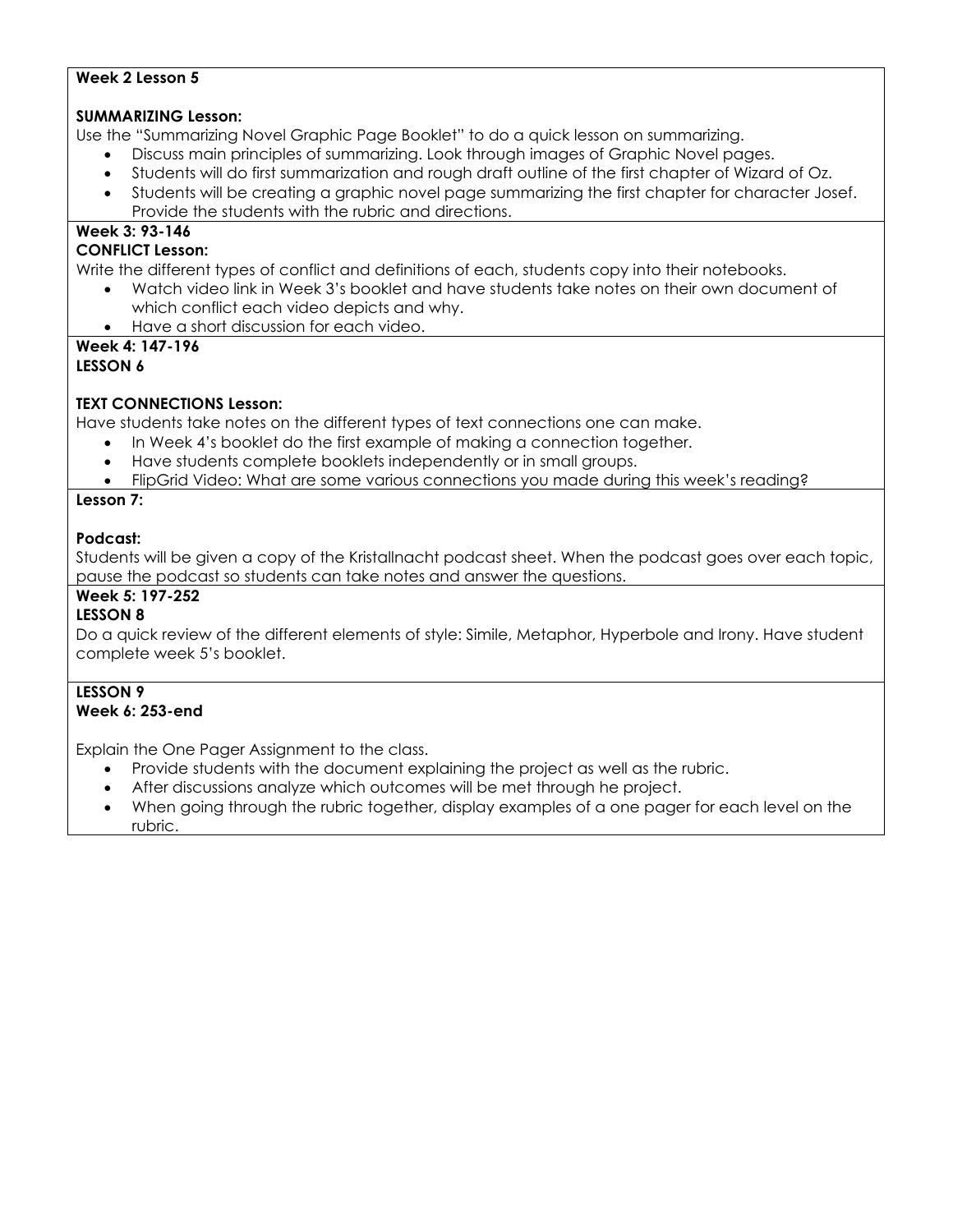**Week 2 Lesson 5**

**SUMMARIZING Lesson:**

Use the "Summarizing Novel Graphic Page Booklet" to do a quick lesson on summarizing.

- Discuss main principles of summarizing. Look through images of Graphic Novel pages.
- Students will do first summarization and rough draft outline of the first chapter of Wizard of Oz.
- Students will be creating a graphic novel page summarizing the first chapter for character Josef. Provide the students with the rubric and directions.

**Week 3: 93-146**

**CONFLICT Lesson:**

Write the different types of conflict and definitions of each, students copy into their notebooks.

- Watch video link in Week 3's booklet and have students take notes on their own document of which conflict each video depicts and why.
- Have a short discussion for each video.

**Week 4: 147-196**

**LESSON 6**

**TEXT CONNECTIONS Lesson:**

Have students take notes on the different types of text connections one can make.

- In Week 4's booklet do the first example of making a connection together.
- Have students complete booklets independently or in small groups.
- FlipGrid Video: What are some various connections you made during this week's reading?

**Lesson 7:**

**Podcast:**

Students will be given a copy of the Kristallnacht podcast sheet. When the podcast goes over each topic, pause the podcast so students can take notes and answer the questions.

**Week 5: 197-252**

**LESSON 8**

Do a quick review of the different elements of style: Simile, Metaphor, Hyperbole and Irony. Have student complete week 5's booklet.

**LESSON 9**

**Week 6: 253-end**

Explain the One Pager Assignment to the class.

- Provide students with the document explaining the project as well as the rubric.
- After discussions analyze which outcomes will be met through he project.
- When going through the rubric together, display examples of a one pager for each level on the rubric.